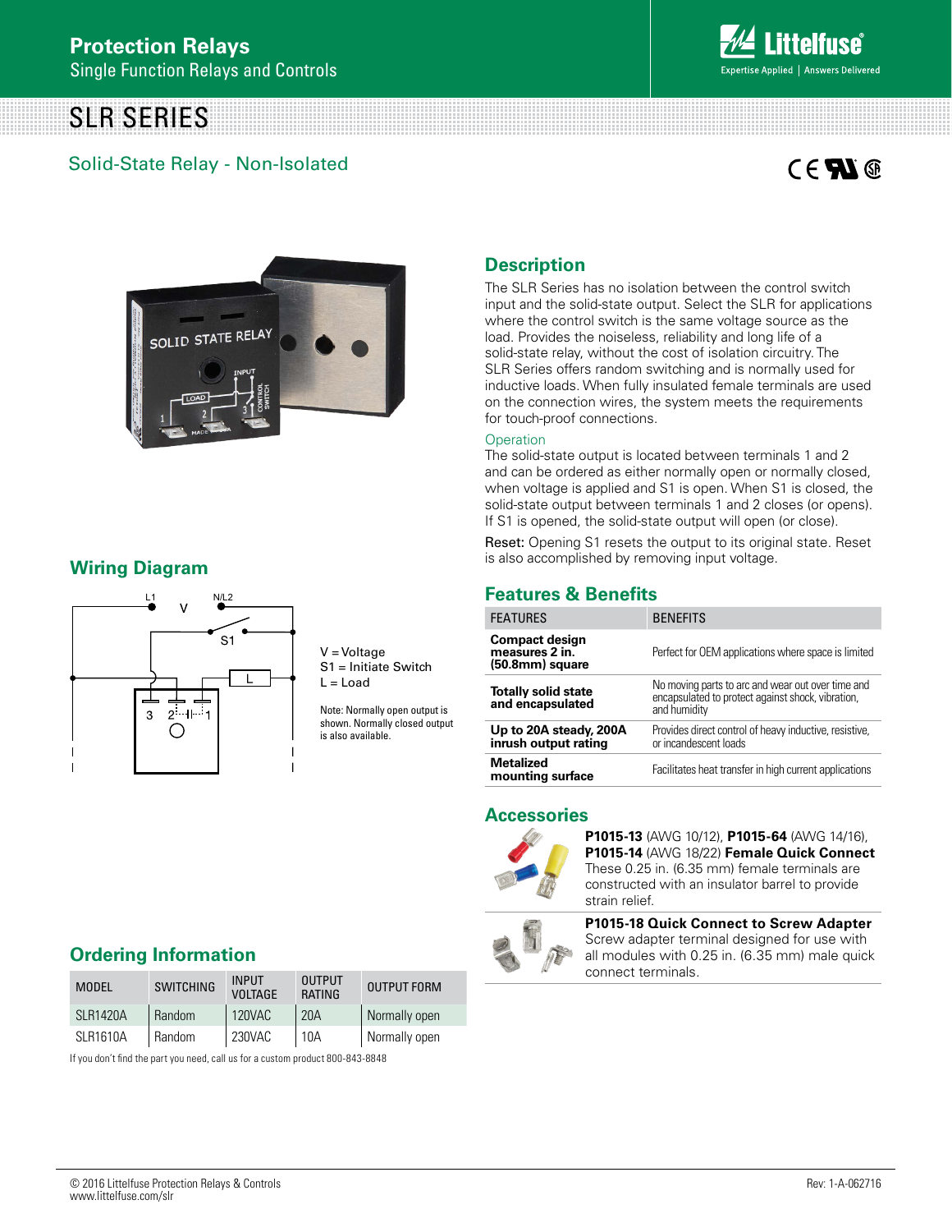# Protection Relays

Single Function Relays and Controls

# SLR SERIES

## Solid-State Relay - Non-Isolated

## Description

The SLR Series has no isolation between the control switch input and the solid-state output. Select the SLR for applications where the control switch is the same voltage source as the load. Provides the noiseless, reliability and long life of a solid-state relay, without the cost of isolation circuitry. The SLR Series offers random switching and is normally used for inductive loads. When fully insulated female terminals are used on the connection wires, the system meets the requirements for touch-proof connections.

### Operation

The solid-state output is located between terminals 1 and 2 and can be ordered as either normally open or normally closed, when voltage is applied and S1 is open. When S1 is closed, the solid-state output between terminals 1 and 2 closes (or opens). If S1 is opened, the solid-state output will open (or close).

Reset: Opening S1 resets the output to its original state. Reset is also accomplished by removing input voltage.

## Wiring Diagram

V = Voltage
S1 = Initiate Switch
L = Load

Note: Normally open output is shown. Normally closed output is also available.

## Features & Benefits

| FEATURES | BENEFITS |
|---|---|
| **Compact design measures 2 in. (50.8mm) square** | Perfect for OEM applications where space is limited |
| **Totally solid state and encapsulated** | No moving parts to arc and wear out over time and encapsulated to protect against shock, vibration, and humidity |
| **Up to 20A steady, 200A inrush output rating** | Provides direct control of heavy inductive, resistive, or incandescent loads |
| **Metalized mounting surface** | Facilitates heat transfer in high current applications |

## Accessories

**P1015-13** (AWG 10/12), **P1015-64** (AWG 14/16), **P1015-14** (AWG 18/22) **Female Quick Connect**
These 0.25 in. (6.35 mm) female terminals are constructed with an insulator barrel to provide strain relief.

**P1015-18 Quick Connect to Screw Adapter**
Screw adapter terminal designed for use with all modules with 0.25 in. (6.35 mm) male quick connect terminals.

## Ordering Information

| MODEL | SWITCHING | INPUT VOLTAGE | OUTPUT RATING | OUTPUT FORM |
|---|---|---|---|---|
| SLR1420A | Random | 120VAC | 20A | Normally open |
| SLR1610A | Random | 230VAC | 10A | Normally open |

If you don't find the part you need, call us for a custom product 800-843-8848

© 2016 Littelfuse Protection Relays & Controls
www.littelfuse.com/slr

Rev: 1-A-062716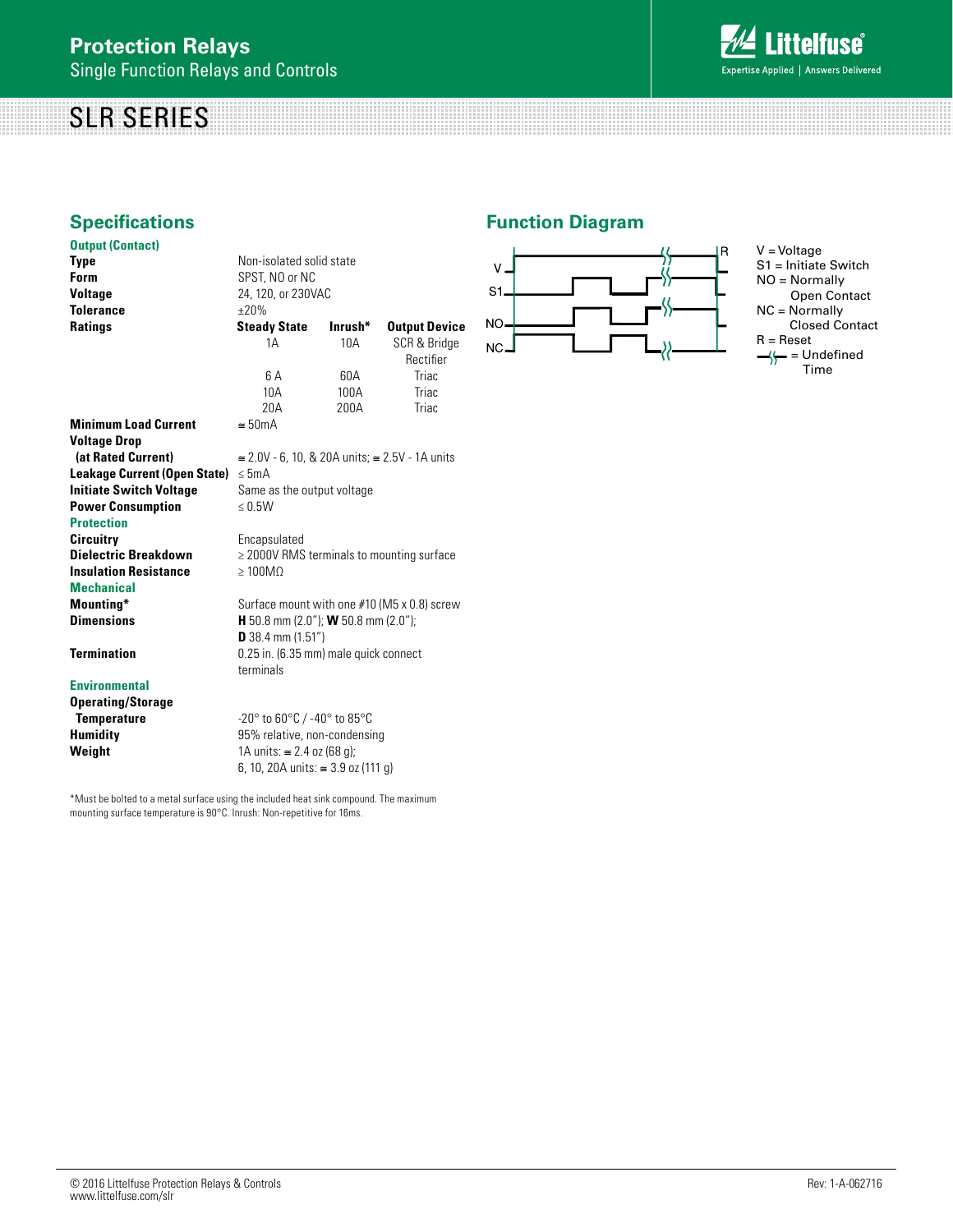# SLR SERIES

## Specifications

### Output (Contact)

| | | | |
|---|---|---|---|
| **Type** | Non-isolated solid state | | |
| **Form** | SPST, NO or NC | | |
| **Voltage** | 24, 120, or 230VAC | | |
| **Tolerance** | ±20% | | |
| **Ratings** | **Steady State** | **Inrush*** | **Output Device** |
| | 1A | 10A | SCR & Bridge Rectifier |
| | 6 A | 60A | Triac |
| | 10A | 100A | Triac |
| | 20A | 200A | Triac |
| **Minimum Load Current** | ≅ 50mA | | |
| **Voltage Drop (at Rated Current)** | ≅ 2.0V - 6, 10, & 20A units; ≅ 2.5V - 1A units | | |
| **Leakage Current (Open State)** | ≤ 5mA | | |
| **Initiate Switch Voltage** | Same as the output voltage | | |
| **Power Consumption** | ≤ 0.5W | | |

### Protection

| | |
|---|---|
| **Circuitry** | Encapsulated |
| **Dielectric Breakdown** | ≥ 2000V RMS terminals to mounting surface |
| **Insulation Resistance** | ≥ 100MΩ |

### Mechanical

| | |
|---|---|
| **Mounting*** | Surface mount with one #10 (M5 x 0.8) screw |
| **Dimensions** | **H** 50.8 mm (2.0"); **W** 50.8 mm (2.0"); **D** 38.4 mm (1.51") |
| **Termination** | 0.25 in. (6.35 mm) male quick connect terminals |

### Environmental

| | |
|---|---|
| **Operating/Storage Temperature** | -20° to 60°C / -40° to 85°C |
| **Humidity** | 95% relative, non-condensing |
| **Weight** | 1A units: ≅ 2.4 oz (68 g); 6, 10, 20A units: ≅ 3.9 oz (111 g) |

*Must be bolted to a metal surface using the included heat sink compound. The maximum mounting surface temperature is 90°C. Inrush: Non-repetitive for 16ms.

## Function Diagram

V
S1
NO
NC
R

V = Voltage
S1 = Initiate Switch
NO = Normally Open Contact
NC = Normally Closed Contact
R = Reset
= Undefined Time